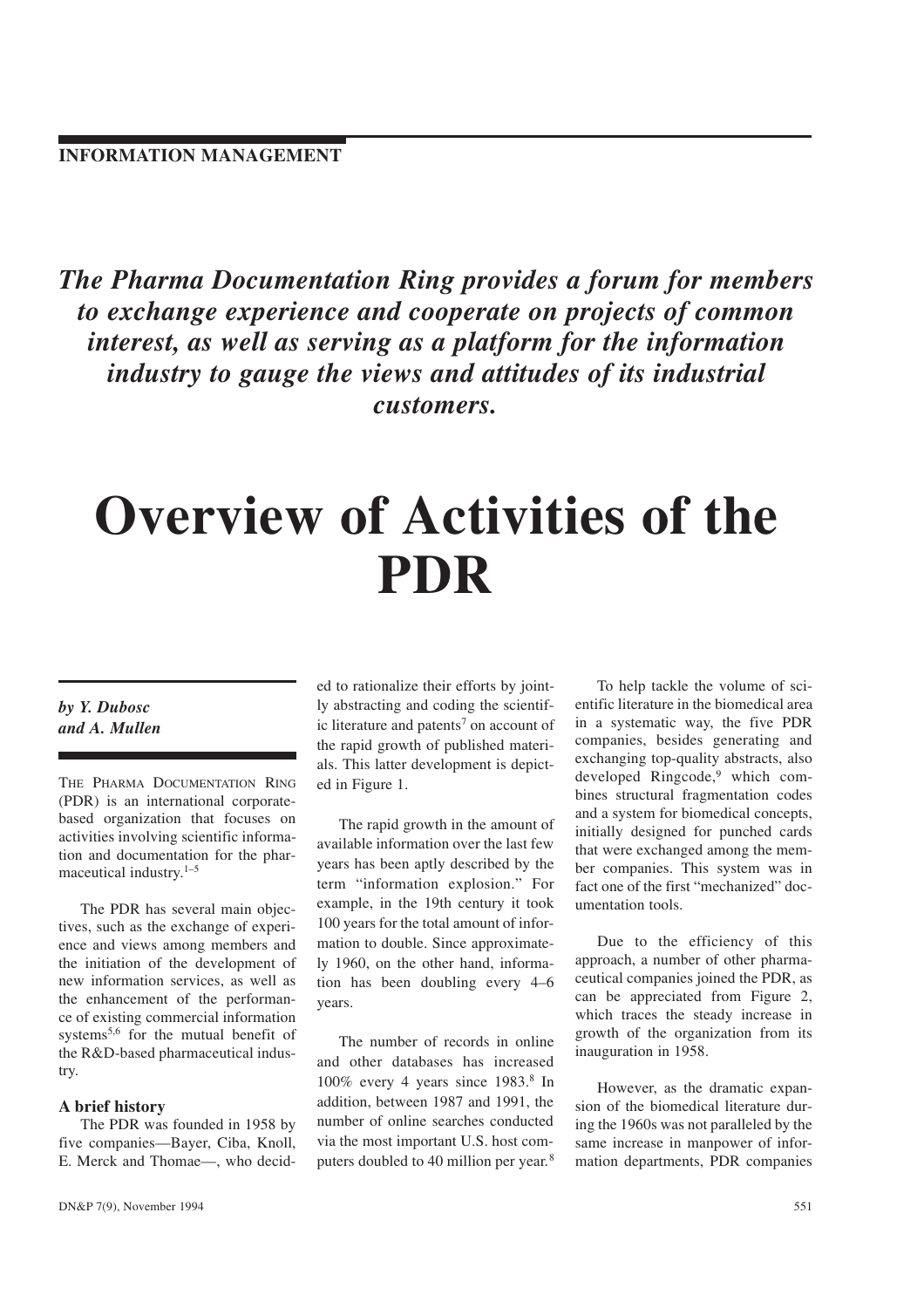INFORMATION MANAGEMENT

***The Pharma Documentation Ring provides a forum for members to exchange experience and cooperate on projects of common interest, as well as serving as a platform for the information industry to gauge the views and attitudes of its industrial customers.***

# Overview of Activities of the PDR

***by Y. Dubosc and A. Mullen***

THE PHARMA DOCUMENTATION RING (PDR) is an international corporate-based organization that focuses on activities involving scientific information and documentation for the pharmaceutical industry.[1–5]

The PDR has several main objectives, such as the exchange of experience and views among members and the initiation of the development of new information services, as well as the enhancement of the performance of existing commercial information systems[5,6] for the mutual benefit of the R&D-based pharmaceutical industry.

### A brief history

The PDR was founded in 1958 by five companies—Bayer, Ciba, Knoll, E. Merck and Thomae—, who decided to rationalize their efforts by jointly abstracting and coding the scientific literature and patents[7] on account of the rapid growth of published materials. This latter development is depicted in Figure 1.

The rapid growth in the amount of available information over the last few years has been aptly described by the term "information explosion." For example, in the 19th century it took 100 years for the total amount of information to double. Since approximately 1960, on the other hand, information has been doubling every 4–6 years.

The number of records in online and other databases has increased 100% every 4 years since 1983.[8] In addition, between 1987 and 1991, the number of online searches conducted via the most important U.S. host computers doubled to 40 million per year.[8]

To help tackle the volume of scientific literature in the biomedical area in a systematic way, the five PDR companies, besides generating and exchanging top-quality abstracts, also developed Ringcode,[9] which combines structural fragmentation codes and a system for biomedical concepts, initially designed for punched cards that were exchanged among the member companies. This system was in fact one of the first "mechanized" documentation tools.

Due to the efficiency of this approach, a number of other pharmaceutical companies joined the PDR, as can be appreciated from Figure 2, which traces the steady increase in growth of the organization from its inauguration in 1958.

However, as the dramatic expansion of the biomedical literature during the 1960s was not paralleled by the same increase in manpower of information departments, PDR companies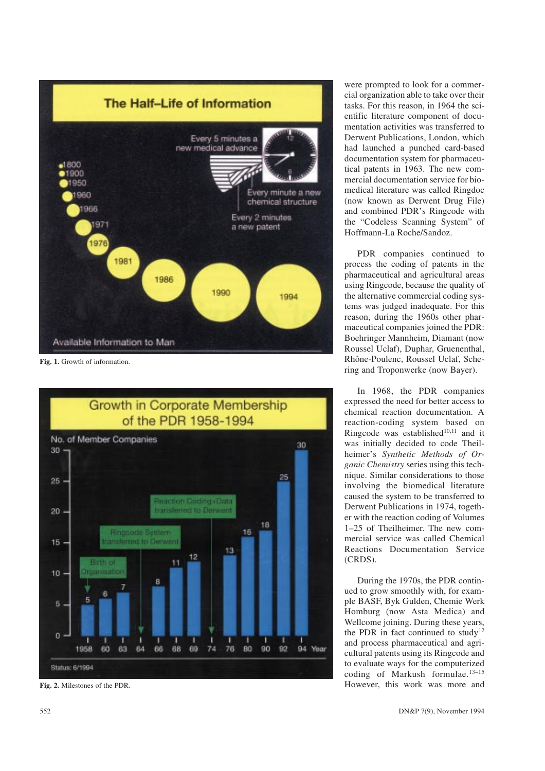Fig. 1. Growth of information.

Fig. 2. Milestones of the PDR.

were prompted to look for a commercial organization able to take over their tasks. For this reason, in 1964 the scientific literature component of documentation activities was transferred to Derwent Publications, London, which had launched a punched card-based documentation system for pharmaceutical patents in 1963. The new commercial documentation service for biomedical literature was called Ringdoc (now known as Derwent Drug File) and combined PDR's Ringcode with the "Codeless Scanning System" of Hoffmann-La Roche/Sandoz.

PDR companies continued to process the coding of patents in the pharmaceutical and agricultural areas using Ringcode, because the quality of the alternative commercial coding systems was judged inadequate. For this reason, during the 1960s other pharmaceutical companies joined the PDR: Boehringer Mannheim, Diamant (now Roussel Uclaf), Duphar, Gruenenthal, Rhône-Poulenc, Roussel Uclaf, Schering and Troponwerke (now Bayer).

In 1968, the PDR companies expressed the need for better access to chemical reaction documentation. A reaction-coding system based on Ringcode was established[10,11] and it was initially decided to code Theilheimer's *Synthetic Methods of Organic Chemistry* series using this technique. Similar considerations to those involving the biomedical literature caused the system to be transferred to Derwent Publications in 1974, together with the reaction coding of Volumes 1–25 of Theilheimer. The new commercial service was called Chemical Reactions Documentation Service (CRDS).

During the 1970s, the PDR continued to grow smoothly with, for example BASF, Byk Gulden, Chemie Werk Homburg (now Asta Medica) and Wellcome joining. During these years, the PDR in fact continued to study[12] and process pharmaceutical and agricultural patents using its Ringcode and to evaluate ways for the computerized coding of Markush formulae.[13–15] However, this work was more and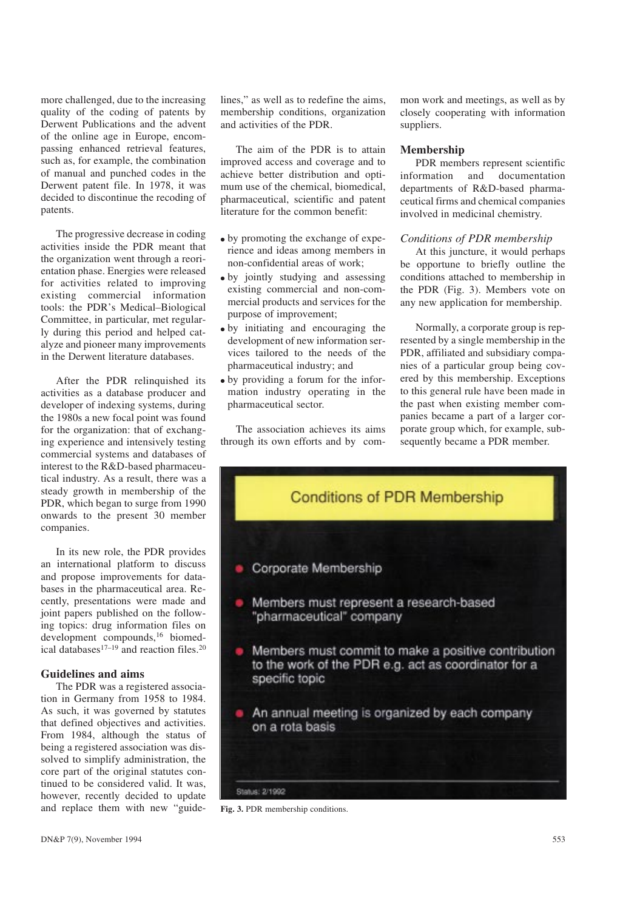more challenged, due to the increasing quality of the coding of patents by Derwent Publications and the advent of the online age in Europe, encompassing enhanced retrieval features, such as, for example, the combination of manual and punched codes in the Derwent patent file. In 1978, it was decided to discontinue the recoding of patents.

The progressive decrease in coding activities inside the PDR meant that the organization went through a reorientation phase. Energies were released for activities related to improving existing commercial information tools: the PDR's Medical–Biological Committee, in particular, met regularly during this period and helped catalyze and pioneer many improvements in the Derwent literature databases.

After the PDR relinquished its activities as a database producer and developer of indexing systems, during the 1980s a new focal point was found for the organization: that of exchanging experience and intensively testing commercial systems and databases of interest to the R&D-based pharmaceutical industry. As a result, there was a steady growth in membership of the PDR, which began to surge from 1990 onwards to the present 30 member companies.

In its new role, the PDR provides an international platform to discuss and propose improvements for databases in the pharmaceutical area. Recently, presentations were made and joint papers published on the following topics: drug information files on development compounds,[16] biomedical databases[17–19] and reaction files.[20]

## Guidelines and aims

The PDR was a registered association in Germany from 1958 to 1984. As such, it was governed by statutes that defined objectives and activities. From 1984, although the status of being a registered association was dissolved to simplify administration, the core part of the original statutes continued to be considered valid. It was, however, recently decided to update and replace them with new "guidelines," as well as to redefine the aims, membership conditions, organization and activities of the PDR.

The aim of the PDR is to attain improved access and coverage and to achieve better distribution and optimum use of the chemical, biomedical, pharmaceutical, scientific and patent literature for the common benefit:

- by promoting the exchange of experience and ideas among members in non-confidential areas of work;
- by jointly studying and assessing existing commercial and non-commercial products and services for the purpose of improvement;
- by initiating and encouraging the development of new information services tailored to the needs of the pharmaceutical industry; and
- by providing a forum for the information industry operating in the pharmaceutical sector.

The association achieves its aims through its own efforts and by common work and meetings, as well as by closely cooperating with information suppliers.

## Membership

PDR members represent scientific information and documentation departments of R&D-based pharmaceutical firms and chemical companies involved in medicinal chemistry.

### *Conditions of PDR membership*

At this juncture, it would perhaps be opportune to briefly outline the conditions attached to membership in the PDR (Fig. 3). Members vote on any new application for membership.

Normally, a corporate group is represented by a single membership in the PDR, affiliated and subsidiary companies of a particular group being covered by this membership. Exceptions to this general rule have been made in the past when existing member companies became a part of a larger corporate group which, for example, subsequently became a PDR member.

**Conditions of PDR Membership**

- Corporate Membership
- Members must represent a research-based "pharmaceutical" company
- Members must commit to make a positive contribution to the work of the PDR e.g. act as coordinator for a specific topic
- An annual meeting is organized by each company on a rota basis

Status: 2/1992

**Fig. 3.** PDR membership conditions.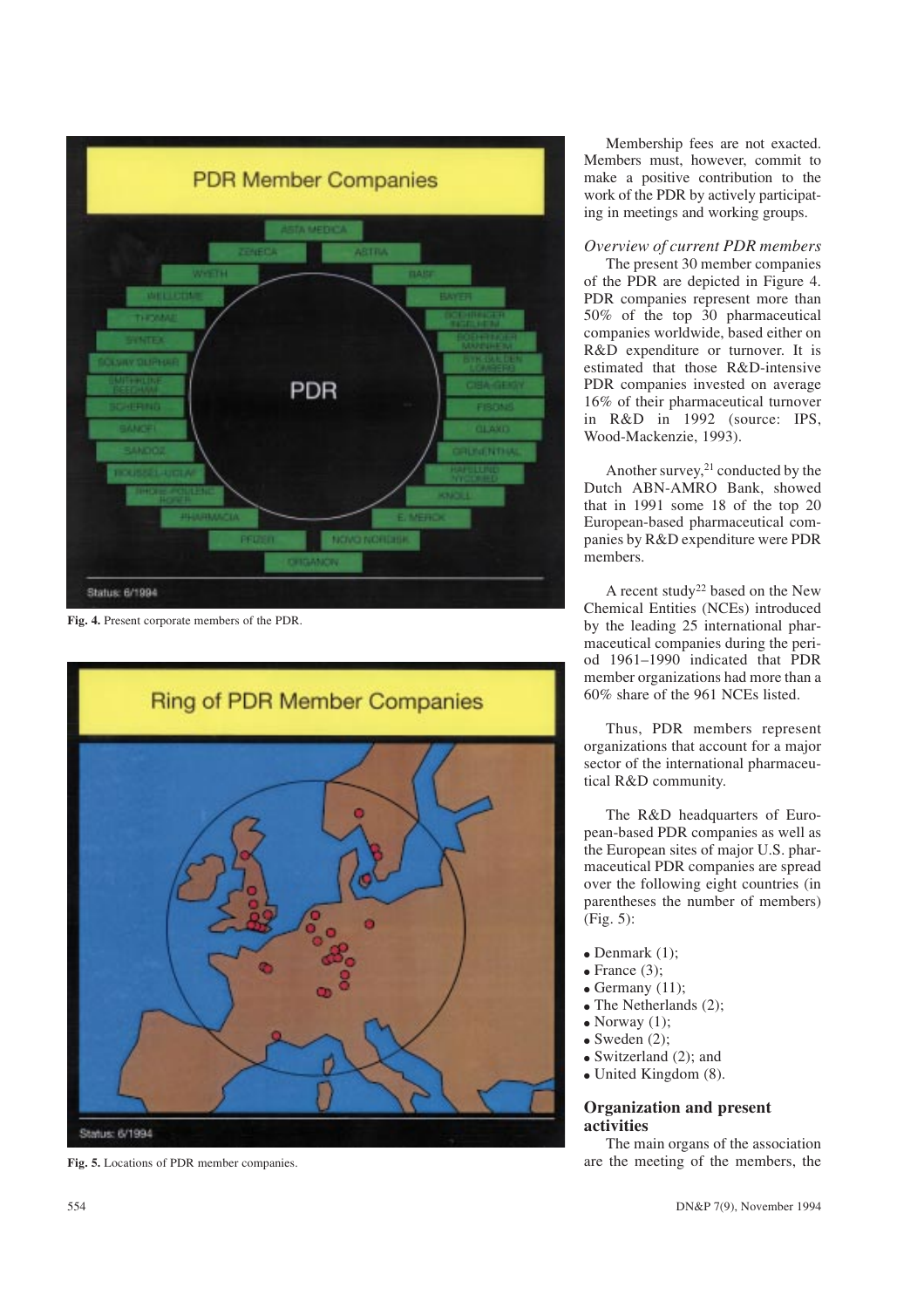Fig. 4. Present corporate members of the PDR.

Fig. 5. Locations of PDR member companies.

Membership fees are not exacted. Members must, however, commit to make a positive contribution to the work of the PDR by actively participating in meetings and working groups.

*Overview of current PDR members*

The present 30 member companies of the PDR are depicted in Figure 4. PDR companies represent more than 50% of the top 30 pharmaceutical companies worldwide, based either on R&D expenditure or turnover. It is estimated that those R&D-intensive PDR companies invested on average 16% of their pharmaceutical turnover in R&D in 1992 (source: IPS, Wood-Mackenzie, 1993).

Another survey,[21] conducted by the Dutch ABN-AMRO Bank, showed that in 1991 some 18 of the top 20 European-based pharmaceutical companies by R&D expenditure were PDR members.

A recent study[22] based on the New Chemical Entities (NCEs) introduced by the leading 25 international pharmaceutical companies during the period 1961–1990 indicated that PDR member organizations had more than a 60% share of the 961 NCEs listed.

Thus, PDR members represent organizations that account for a major sector of the international pharmaceutical R&D community.

The R&D headquarters of European-based PDR companies as well as the European sites of major U.S. pharmaceutical PDR companies are spread over the following eight countries (in parentheses the number of members) (Fig. 5):

- Denmark (1);
- France (3);
- Germany (11);
- The Netherlands (2);
- Norway (1);
- Sweden (2);
- Switzerland (2); and
- United Kingdom (8).

## Organization and present activities

The main organs of the association are the meeting of the members, the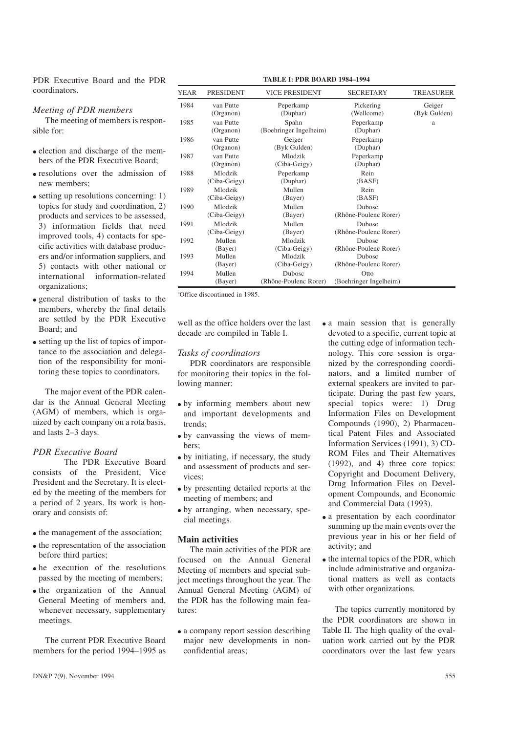PDR Executive Board and the PDR coordinators.

*Meeting of PDR members*

The meeting of members is responsible for:

- election and discharge of the members of the PDR Executive Board;
- resolutions over the admission of new members;
- setting up resolutions concerning: 1) topics for study and coordination, 2) products and services to be assessed, 3) information fields that need improved tools, 4) contacts for specific activities with database producers and/or information suppliers, and 5) contacts with other national or international information-related organizations;
- general distribution of tasks to the members, whereby the final details are settled by the PDR Executive Board; and
- setting up the list of topics of importance to the association and delegation of the responsibility for monitoring these topics to coordinators.

The major event of the PDR calendar is the Annual General Meeting (AGM) of members, which is organized by each company on a rota basis, and lasts 2–3 days.

*PDR Executive Board*

The PDR Executive Board consists of the President, Vice President and the Secretary. It is elected by the meeting of the members for a period of 2 years. Its work is honorary and consists of:

- the management of the association;
- the representation of the association before third parties;
- he execution of the resolutions passed by the meeting of members;
- the organization of the Annual General Meeting of members and, whenever necessary, supplementary meetings.

The current PDR Executive Board members for the period 1994–1995 as well as the office holders over the last decade are compiled in Table I.

**TABLE I: PDR BOARD 1984–1994**

| YEAR | PRESIDENT | VICE PRESIDENT | SECRETARY | TREASURER |
|---|---|---|---|---|
| 1984 | van Putte (Organon) | Peperkamp (Duphar) | Pickering (Wellcome) | Geiger (Byk Gulden) |
| 1985 | van Putte (Organon) | Spahn (Boehringer Ingelheim) | Peperkamp (Duphar) | a |
| 1986 | van Putte (Organon) | Geiger (Byk Gulden) | Peperkamp (Duphar) | |
| 1987 | van Putte (Organon) | Mlodzik (Ciba-Geigy) | Peperkamp (Duphar) | |
| 1988 | Mlodzik (Ciba-Geigy) | Peperkamp (Duphar) | Rein (BASF) | |
| 1989 | Mlodzik (Ciba-Geigy) | Mullen (Bayer) | Rein (BASF) | |
| 1990 | Mlodzik (Ciba-Geigy) | Mullen (Bayer) | Dubosc (Rhône-Poulenc Rorer) | |
| 1991 | Mlodzik (Ciba-Geigy) | Mullen (Bayer) | Dubosc (Rhône-Poulenc Rorer) | |
| 1992 | Mullen (Bayer) | Mlodzik (Ciba-Geigy) | Dubosc (Rhône-Poulenc Rorer) | |
| 1993 | Mullen (Bayer) | Mlodzik (Ciba-Geigy) | Dubosc (Rhône-Poulenc Rorer) | |
| 1994 | Mullen (Bayer) | Dubosc (Rhône-Poulenc Rorer) | Otto (Boehringer Ingelheim) | |

[a]Office discontinued in 1985.

*Tasks of coordinators*

PDR coordinators are responsible for monitoring their topics in the following manner:

- by informing members about new and important developments and trends;
- by canvassing the views of members;
- by initiating, if necessary, the study and assessment of products and services;
- by presenting detailed reports at the meeting of members; and
- by arranging, when necessary, special meetings.

## Main activities

The main activities of the PDR are focused on the Annual General Meeting of members and special subject meetings throughout the year. The Annual General Meeting (AGM) of the PDR has the following main features:

- a company report session describing major new developments in nonconfidential areas;
- a main session that is generally devoted to a specific, current topic at the cutting edge of information technology. This core session is organized by the corresponding coordinators, and a limited number of external speakers are invited to participate. During the past few years, special topics were: 1) Drug Information Files on Development Compounds (1990), 2) Pharmaceutical Patent Files and Associated Information Services (1991), 3) CD-ROM Files and Their Alternatives (1992), and 4) three core topics: Copyright and Document Delivery, Drug Information Files on Development Compounds, and Economic and Commercial Data (1993).
- a presentation by each coordinator summing up the main events over the previous year in his or her field of activity; and
- the internal topics of the PDR, which include administrative and organizational matters as well as contacts with other organizations.

The topics currently monitored by the PDR coordinators are shown in Table II. The high quality of the evaluation work carried out by the PDR coordinators over the last few years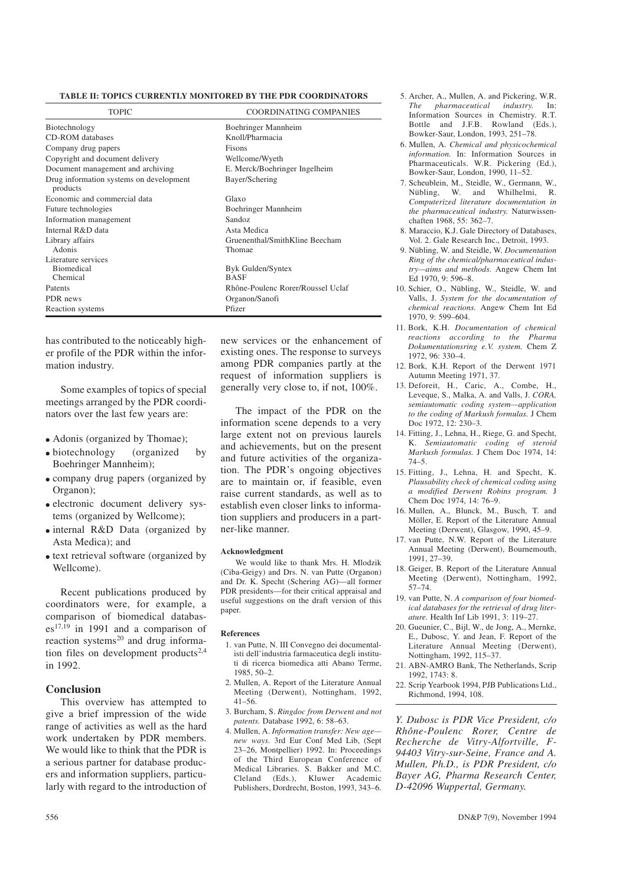**TABLE II: TOPICS CURRENTLY MONITORED BY THE PDR COORDINATORS**

| TOPIC | COORDINATING COMPANIES |
|---|---|
| Biotechnology | Boehringer Mannheim |
| CD-ROM databases | Knoll/Pharmacia |
| Company drug papers | Fisons |
| Copyright and document delivery | Wellcome/Wyeth |
| Document management and archiving | E. Merck/Boehringer Ingelheim |
| Drug information systems on development products | Bayer/Schering |
| Economic and commercial data | Glaxo |
| Future technologies | Boehringer Mannheim |
| Information management | Sandoz |
| Internal R&D data | Asta Medica |
| Library affairs | Gruenenthal/SmithKline Beecham |
| Adonis | Thomae |
| Literature services | |
| Biomedical | Byk Gulden/Syntex |
| Chemical | BASF |
| Patents | Rhône-Poulenc Rorer/Roussel Uclaf |
| PDR news | Organon/Sanofi |
| Reaction systems | Pfizer |

has contributed to the noticeably higher profile of the PDR within the information industry.

Some examples of topics of special meetings arranged by the PDR coordinators over the last few years are:

- Adonis (organized by Thomae);
- biotechnology (organized by Boehringer Mannheim);
- company drug papers (organized by Organon);
- electronic document delivery systems (organized by Wellcome);
- internal R&D Data (organized by Asta Medica); and
- text retrieval software (organized by Wellcome).

Recent publications produced by coordinators were, for example, a comparison of biomedical databases[17,19] in 1991 and a comparison of reaction systems[20] and drug information files on development products[2,4] in 1992.

## Conclusion

This overview has attempted to give a brief impression of the wide range of activities as well as the hard work undertaken by PDR members. We would like to think that the PDR is a serious partner for database producers and information suppliers, particularly with regard to the introduction of new services or the enhancement of existing ones. The response to surveys among PDR companies partly at the request of information suppliers is generally very close to, if not, 100%.

The impact of the PDR on the information scene depends to a very large extent not on previous laurels and achievements, but on the present and future activities of the organization. The PDR's ongoing objectives are to maintain or, if feasible, even raise current standards, as well as to establish even closer links to information suppliers and producers in a partner-like manner.

#### Acknowledgment

We would like to thank Mrs. H. Mlodzik (Ciba-Geigy) and Drs. N. van Putte (Organon) and Dr. K. Specht (Schering AG)—all former PDR presidents—for their critical appraisal and useful suggestions on the draft version of this paper.

#### References

1. van Putte, N. III Convegno dei documentalisti dell'industria farmaceutica degli instituti di ricerca biomedica atti Abano Terme, 1985, 50–2.
2. Mullen, A. Report of the Literature Annual Meeting (Derwent), Nottingham, 1992, 41–56.
3. Burcham, S. *Ringdoc from Derwent and not patents.* Database 1992, 6: 58–63.
4. Mullen, A. *Information transfer: New age—new ways.* 3rd Eur Conf Med Lib, (Sept 23–26, Montpellier) 1992. In: Proceedings of the Third European Conference of Medical Libraries. S. Bakker and M.C. Cleland (Eds.), Kluwer Academic Publishers, Dordrecht, Boston, 1993, 343–6.
5. Archer, A., Mullen, A. and Pickering, W.R. *The pharmaceutical industry.* In: Information Sources in Chemistry. R.T. Bottle and J.F.B. Rowland (Eds.), Bowker-Saur, London, 1993, 251–78.
6. Mullen, A. *Chemical and physicochemical information.* In: Information Sources in Pharmaceuticals. W.R. Pickering (Ed.), Bowker-Saur, London, 1990, 11–52.
7. Scheublein, M., Steidle, W., Germann, W., Nübling, W. and Whilhelmi, R. *Computerized literature documentation in the pharmaceutical industry.* Naturwissenchaften 1968, 55: 362–7.
8. Maraccio, K.J. Gale Directory of Databases, Vol. 2. Gale Research Inc., Detroit, 1993.
9. Nübling, W. and Steidle, W. *Documentation Ring of the chemical/pharmaceutical industry—aims and methods.* Angew Chem Int Ed 1970, 9: 596–8.
10. Schier, O., Nübling, W., Steidle, W. and Valls, J. *System for the documentation of chemical reactions.* Angew Chem Int Ed 1970, 9: 599–604.
11. Bork, K.H. *Documentation of chemical reactions according to the Pharma Dokumentationsring e.V. system.* Chem Z 1972, 96: 330–4.
12. Bork, K.H. Report of the Derwent 1971 Autumn Meeting 1971, 37.
13. Deforeit, H., Caric, A., Combe, H., Leveque, S., Malka, A. and Valls, J. *CORA, semiautomatic coding system—application to the coding of Markush formulas.* J Chem Doc 1972, 12: 230–3.
14. Fitting, J., Lehna, H., Riege, G. and Specht, K. *Semiautomatic coding of steroid Markush formulas.* J Chem Doc 1974, 14: 74–5.
15. Fitting, J., Lehna, H. and Specht, K. *Plausability check of chemical coding using a modified Derwent Robins program.* J Chem Doc 1974, 14: 76–9.
16. Mullen, A., Blunck, M., Busch, T. and Möller, E. Report of the Literature Annual Meeting (Derwent), Glasgow, 1990, 45–9.
17. van Putte, N.W. Report of the Literature Annual Meeting (Derwent), Bournemouth, 1991, 27–39.
18. Geiger, B. Report of the Literature Annual Meeting (Derwent), Nottingham, 1992, 57–74.
19. van Putte, N. *A comparison of four biomedical databases for the retrieval of drug literature.* Health Inf Lib 1991, 3: 119–27.
20. Gueunier, C., Bijl, W., de Jong, A., Mernke, E., Dubosc, Y. and Jean, F. Report of the Literature Annual Meeting (Derwent), Nottingham, 1992, 115–37.
21. ABN-AMRO Bank, The Netherlands, Scrip 1992, 1743: 8.
22. Scrip Yearbook 1994, PJB Publications Ltd., Richmond, 1994, 108.

*Y. Dubosc is PDR Vice President, c/o Rhône-Poulenc Rorer, Centre de Recherche de Vitry-Alfortville, F-94403 Vitry-sur-Seine, France and A. Mullen, Ph.D., is PDR President, c/o Bayer AG, Pharma Research Center, D-42096 Wuppertal, Germany.*